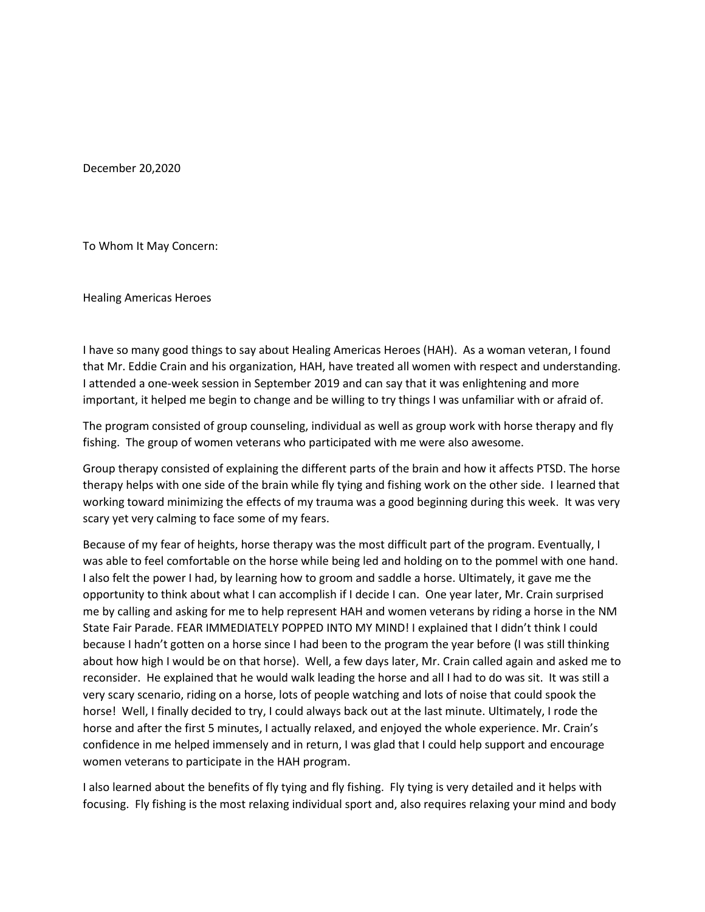December 20,2020

To Whom It May Concern:

Healing Americas Heroes

I have so many good things to say about Healing Americas Heroes (HAH). As a woman veteran, I found that Mr. Eddie Crain and his organization, HAH, have treated all women with respect and understanding. I attended a one-week session in September 2019 and can say that it was enlightening and more important, it helped me begin to change and be willing to try things I was unfamiliar with or afraid of.

The program consisted of group counseling, individual as well as group work with horse therapy and fly fishing. The group of women veterans who participated with me were also awesome.

Group therapy consisted of explaining the different parts of the brain and how it affects PTSD. The horse therapy helps with one side of the brain while fly tying and fishing work on the other side. I learned that working toward minimizing the effects of my trauma was a good beginning during this week. It was very scary yet very calming to face some of my fears.

Because of my fear of heights, horse therapy was the most difficult part of the program. Eventually, I was able to feel comfortable on the horse while being led and holding on to the pommel with one hand. I also felt the power I had, by learning how to groom and saddle a horse. Ultimately, it gave me the opportunity to think about what I can accomplish if I decide I can. One year later, Mr. Crain surprised me by calling and asking for me to help represent HAH and women veterans by riding a horse in the NM State Fair Parade. FEAR IMMEDIATELY POPPED INTO MY MIND! I explained that I didn't think I could because I hadn't gotten on a horse since I had been to the program the year before (I was still thinking about how high I would be on that horse). Well, a few days later, Mr. Crain called again and asked me to reconsider. He explained that he would walk leading the horse and all I had to do was sit. It was still a very scary scenario, riding on a horse, lots of people watching and lots of noise that could spook the horse! Well, I finally decided to try, I could always back out at the last minute. Ultimately, I rode the horse and after the first 5 minutes, I actually relaxed, and enjoyed the whole experience. Mr. Crain's confidence in me helped immensely and in return, I was glad that I could help support and encourage women veterans to participate in the HAH program.

I also learned about the benefits of fly tying and fly fishing. Fly tying is very detailed and it helps with focusing. Fly fishing is the most relaxing individual sport and, also requires relaxing your mind and body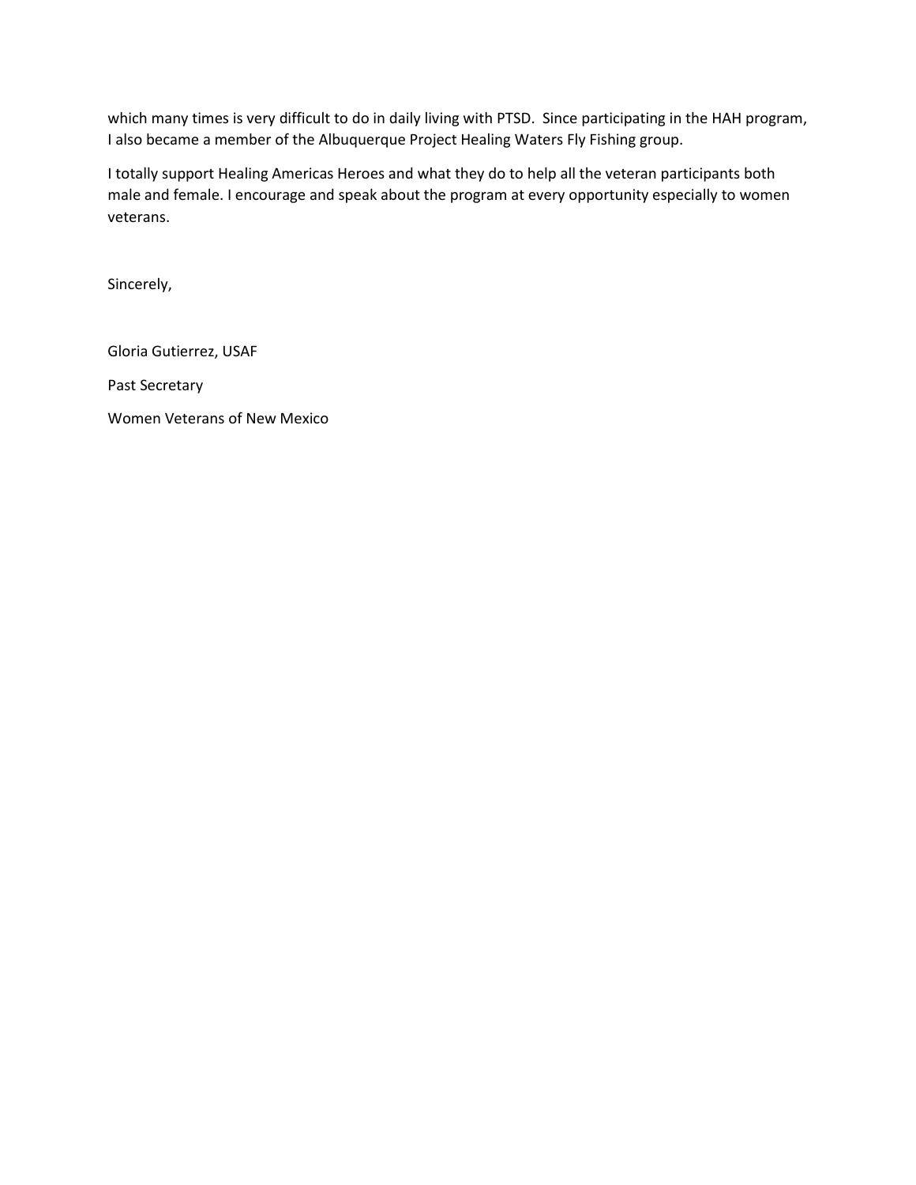which many times is very difficult to do in daily living with PTSD. Since participating in the HAH program, I also became a member of the Albuquerque Project Healing Waters Fly Fishing group.

I totally support Healing Americas Heroes and what they do to help all the veteran participants both male and female. I encourage and speak about the program at every opportunity especially to women veterans.

Sincerely,

Gloria Gutierrez, USAF

Past Secretary

Women Veterans of New Mexico